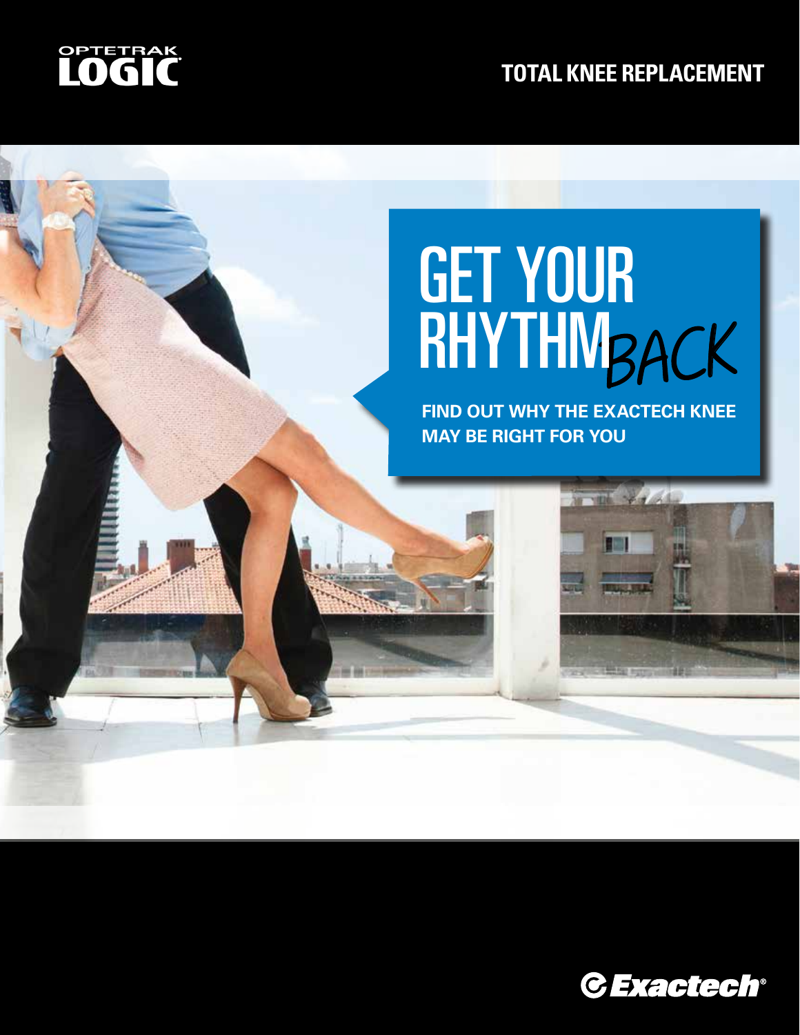OPTETRAK LOGIC®

**TOTAL KNEE REPLACEMENT**

# GET YOUR RHYTHM *BACK*

**FIND OUT WHY THE EXACTECH KNEE MAY BE RIGHT FOR YOU**

Exactech®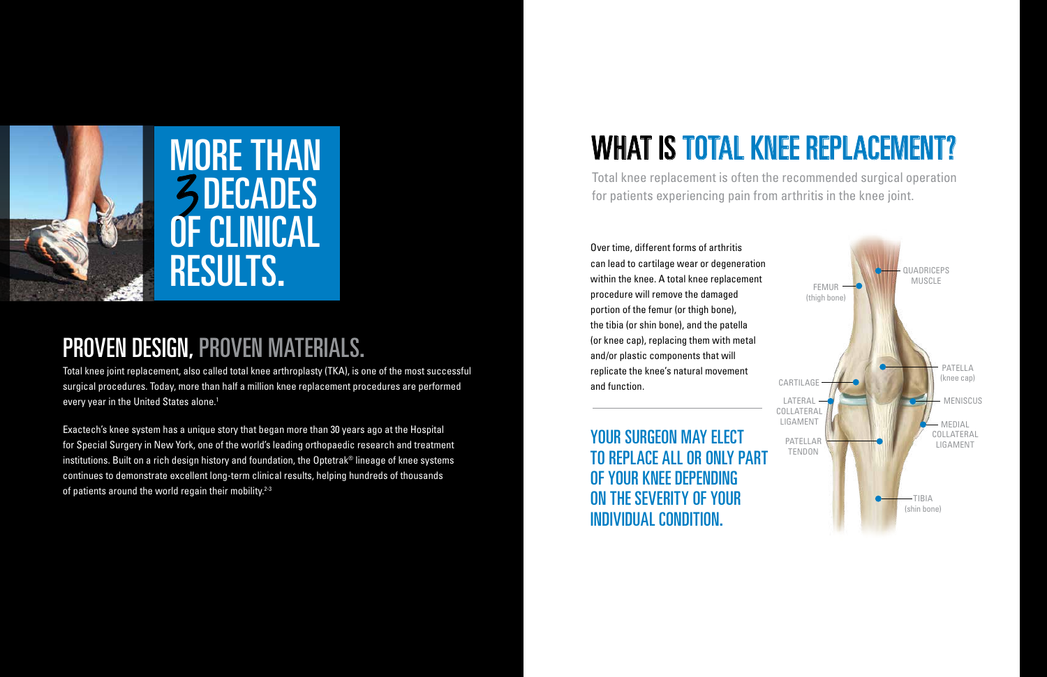# MORE THAN 3 DECADES OF CLINICAL RESULTS.

## PROVEN DESIGN, PROVEN MATERIALS.

Total knee joint replacement, also called total knee arthroplasty (TKA), is one of the most successful surgical procedures. Today, more than half a million knee replacement procedures are performed every year in the United States alone.[1]

Exactech's knee system has a unique story that began more than 30 years ago at the Hospital for Special Surgery in New York, one of the world's leading orthopaedic research and treatment institutions. Built on a rich design history and foundation, the Optetrak® lineage of knee systems continues to demonstrate excellent long-term clinical results, helping hundreds of thousands of patients around the world regain their mobility.[2-3]

# WHAT IS TOTAL KNEE REPLACEMENT?

Total knee replacement is often the recommended surgical operation for patients experiencing pain from arthritis in the knee joint.

Over time, different forms of arthritis can lead to cartilage wear or degeneration within the knee. A total knee replacement procedure will remove the damaged portion of the femur (or thigh bone), the tibia (or shin bone), and the patella (or knee cap), replacing them with metal and/or plastic components that will replicate the knee's natural movement and function.

**YOUR SURGEON MAY ELECT TO REPLACE ALL OR ONLY PART OF YOUR KNEE DEPENDING ON THE SEVERITY OF YOUR INDIVIDUAL CONDITION.**

QUADRICEPS MUSCLE

FEMUR (thigh bone)

PATELLA (knee cap)

CARTILAGE

MENISCUS

LATERAL COLLATERAL LIGAMENT

MEDIAL COLLATERAL LIGAMENT

PATELLAR TENDON

TIBIA (shin bone)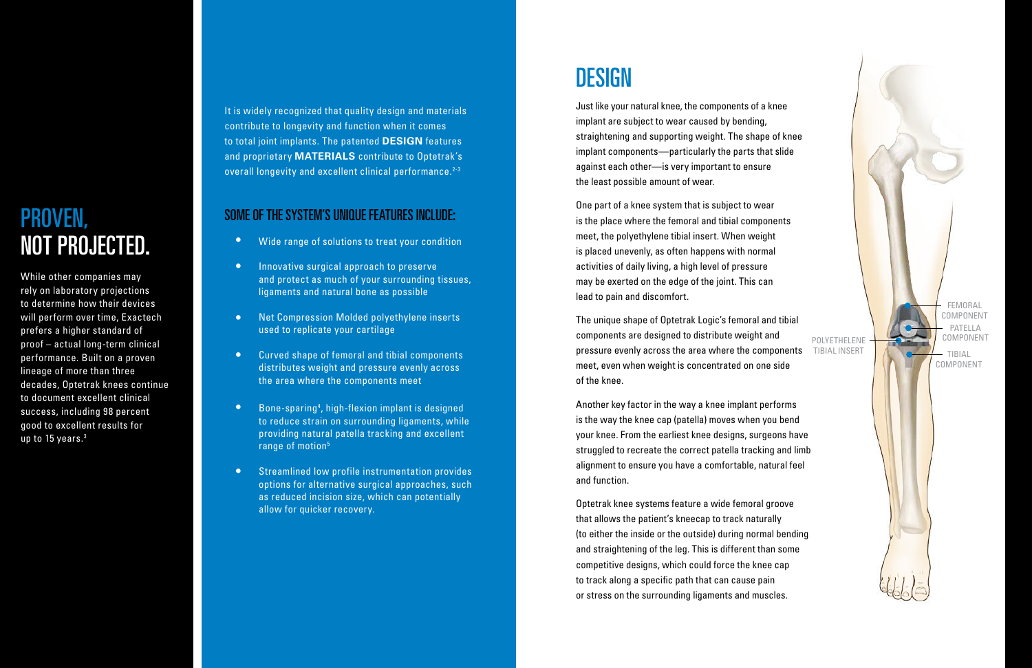# PROVEN, NOT PROJECTED.

While other companies may rely on laboratory projections to determine how their devices will perform over time, Exactech prefers a higher standard of proof – actual long-term clinical performance. Built on a proven lineage of more than three decades, Optetrak knees continue to document excellent clinical success, including 98 percent good to excellent results for up to 15 years.[3]

It is widely recognized that quality design and materials contribute to longevity and function when it comes to total joint implants. The patented **DESIGN** features and proprietary **MATERIALS** contribute to Optetrak's overall longevity and excellent clinical performance.[2-3]

## SOME OF THE SYSTEM'S UNIQUE FEATURES INCLUDE:

- Wide range of solutions to treat your condition
- Innovative surgical approach to preserve and protect as much of your surrounding tissues, ligaments and natural bone as possible
- Net Compression Molded polyethylene inserts used to replicate your cartilage
- Curved shape of femoral and tibial components distributes weight and pressure evenly across the area where the components meet
- Bone-sparing[4], high-flexion implant is designed to reduce strain on surrounding ligaments, while providing natural patella tracking and excellent range of motion[5]
- Streamlined low profile instrumentation provides options for alternative surgical approaches, such as reduced incision size, which can potentially allow for quicker recovery.

# DESIGN

Just like your natural knee, the components of a knee implant are subject to wear caused by bending, straightening and supporting weight. The shape of knee implant components—particularly the parts that slide against each other—is very important to ensure the least possible amount of wear.

One part of a knee system that is subject to wear is the place where the femoral and tibial components meet, the polyethylene tibial insert. When weight is placed unevenly, as often happens with normal activities of daily living, a high level of pressure may be exerted on the edge of the joint. This can lead to pain and discomfort.

The unique shape of Optetrak Logic's femoral and tibial components are designed to distribute weight and pressure evenly across the area where the components meet, even when weight is concentrated on one side of the knee.

Another key factor in the way a knee implant performs is the way the knee cap (patella) moves when you bend your knee. From the earliest knee designs, surgeons have struggled to recreate the correct patella tracking and limb alignment to ensure you have a comfortable, natural feel and function.

Optetrak knee systems feature a wide femoral groove that allows the patient's kneecap to track naturally (to either the inside or the outside) during normal bending and straightening of the leg. This is different than some competitive designs, which could force the knee cap to track along a specific path that can cause pain or stress on the surrounding ligaments and muscles.

POLYETHELENE TIBIAL INSERT

FEMORAL COMPONENT

PATELLA COMPONENT

TIBIAL COMPONENT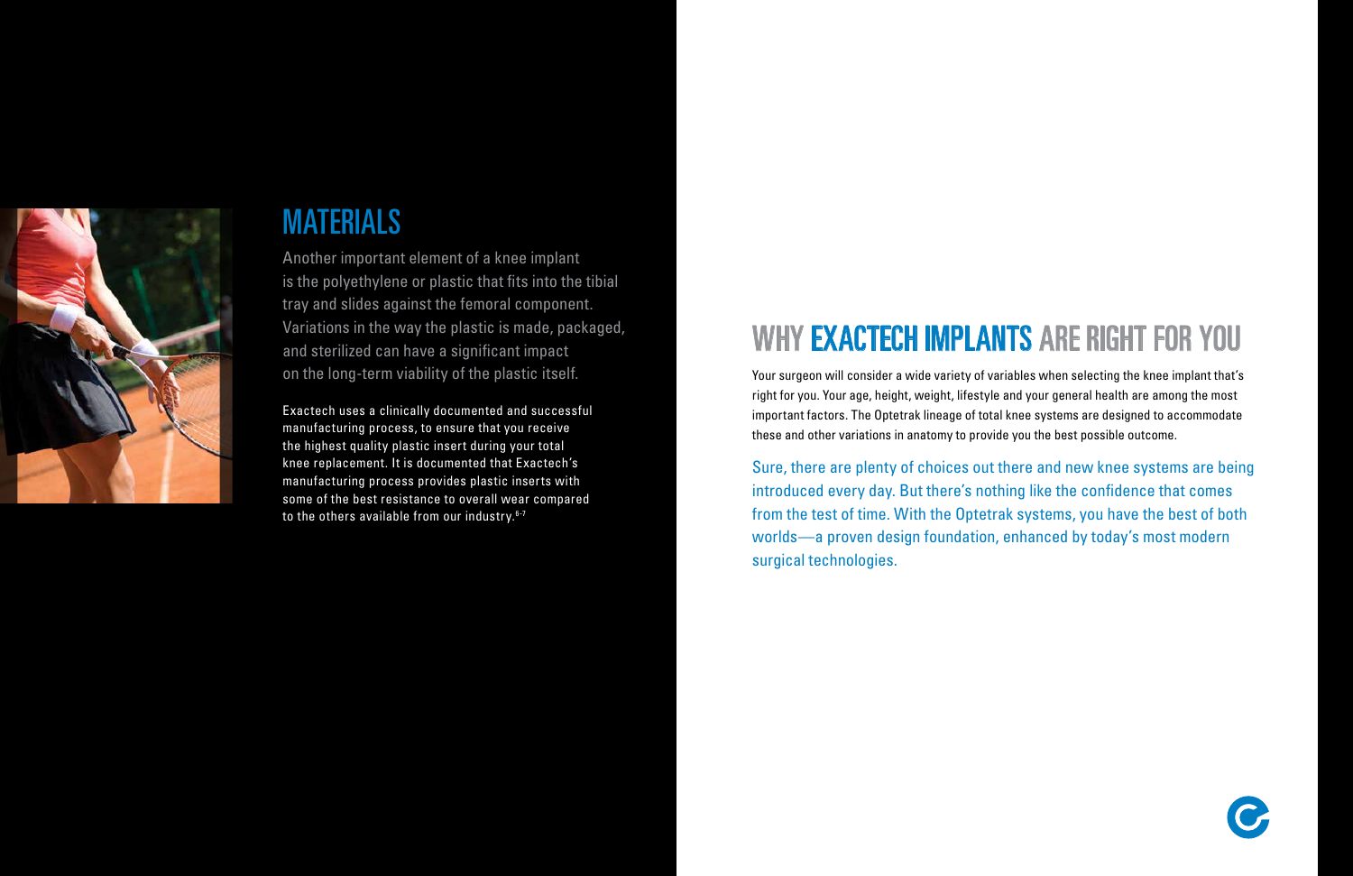## MATERIALS

Another important element of a knee implant is the polyethylene or plastic that fits into the tibial tray and slides against the femoral component. Variations in the way the plastic is made, packaged, and sterilized can have a significant impact on the long-term viability of the plastic itself.

Exactech uses a clinically documented and successful manufacturing process, to ensure that you receive the highest quality plastic insert during your total knee replacement. It is documented that Exactech's manufacturing process provides plastic inserts with some of the best resistance to overall wear compared to the others available from our industry.[6-7]

## WHY EXACTECH IMPLANTS ARE RIGHT FOR YOU

Your surgeon will consider a wide variety of variables when selecting the knee implant that's right for you. Your age, height, weight, lifestyle and your general health are among the most important factors. The Optetrak lineage of total knee systems are designed to accommodate these and other variations in anatomy to provide you the best possible outcome.

Sure, there are plenty of choices out there and new knee systems are being introduced every day. But there's nothing like the confidence that comes from the test of time. With the Optetrak systems, you have the best of both worlds—a proven design foundation, enhanced by today's most modern surgical technologies.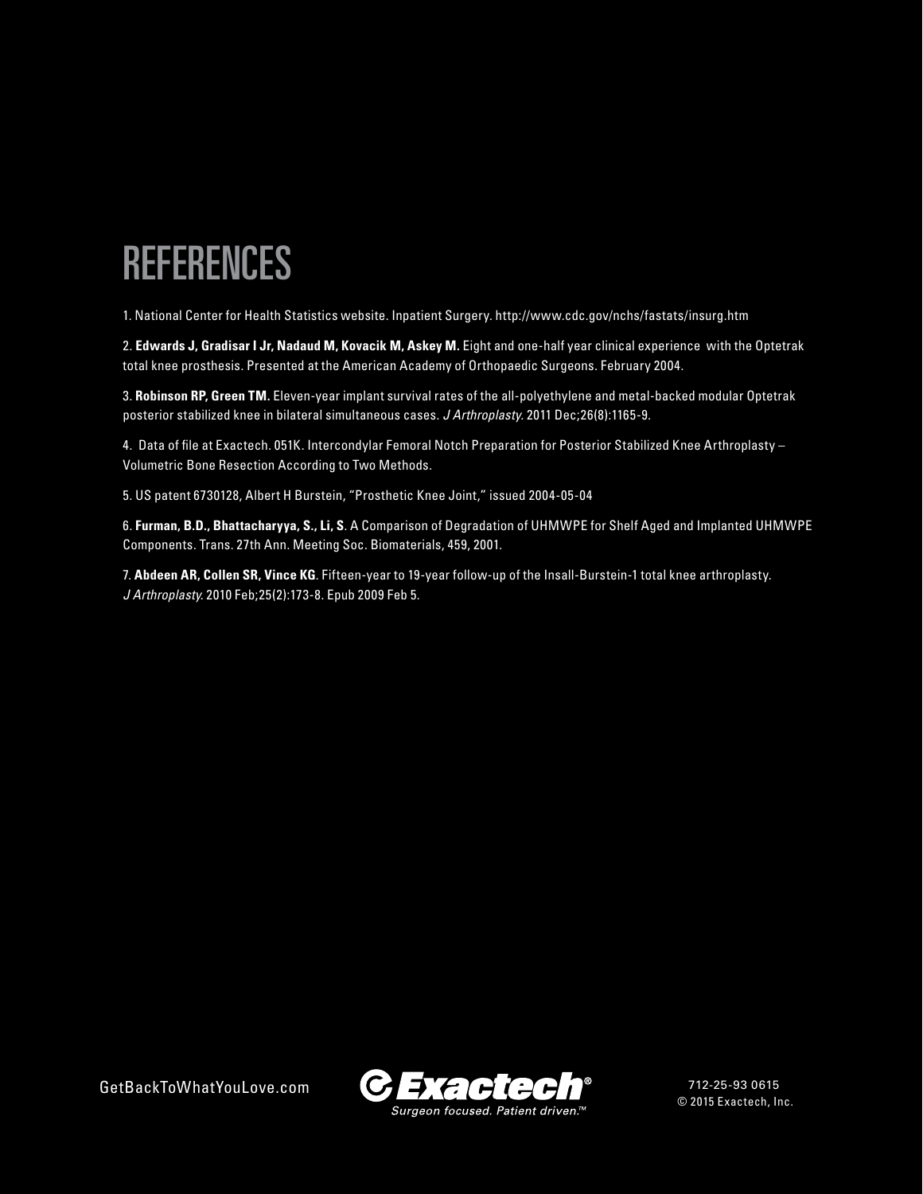# REFERENCES

1. National Center for Health Statistics website. Inpatient Surgery. http://www.cdc.gov/nchs/fastats/insurg.htm

2. **Edwards J, Gradisar I Jr, Nadaud M, Kovacik M, Askey M.** Eight and one-half year clinical experience with the Optetrak total knee prosthesis. Presented at the American Academy of Orthopaedic Surgeons. February 2004.

3. **Robinson RP, Green TM.** Eleven-year implant survival rates of the all-polyethylene and metal-backed modular Optetrak posterior stabilized knee in bilateral simultaneous cases. *J Arthroplasty.* 2011 Dec;26(8):1165-9.

4. Data of file at Exactech. 051K. Intercondylar Femoral Notch Preparation for Posterior Stabilized Knee Arthroplasty – Volumetric Bone Resection According to Two Methods.

5. US patent 6730128, Albert H Burstein, "Prosthetic Knee Joint," issued 2004-05-04

6. **Furman, B.D., Bhattacharyya, S., Li, S**. A Comparison of Degradation of UHMWPE for Shelf Aged and Implanted UHMWPE Components. Trans. 27th Ann. Meeting Soc. Biomaterials, 459, 2001.

7. **Abdeen AR, Collen SR, Vince KG**. Fifteen-year to 19-year follow-up of the Insall-Burstein-1 total knee arthroplasty. *J Arthroplasty.* 2010 Feb;25(2):173-8. Epub 2009 Feb 5.

GetBackToWhatYouLove.com

Exactech®
Surgeon focused. Patient driven.™

712-25-93 0615
© 2015 Exactech, Inc.